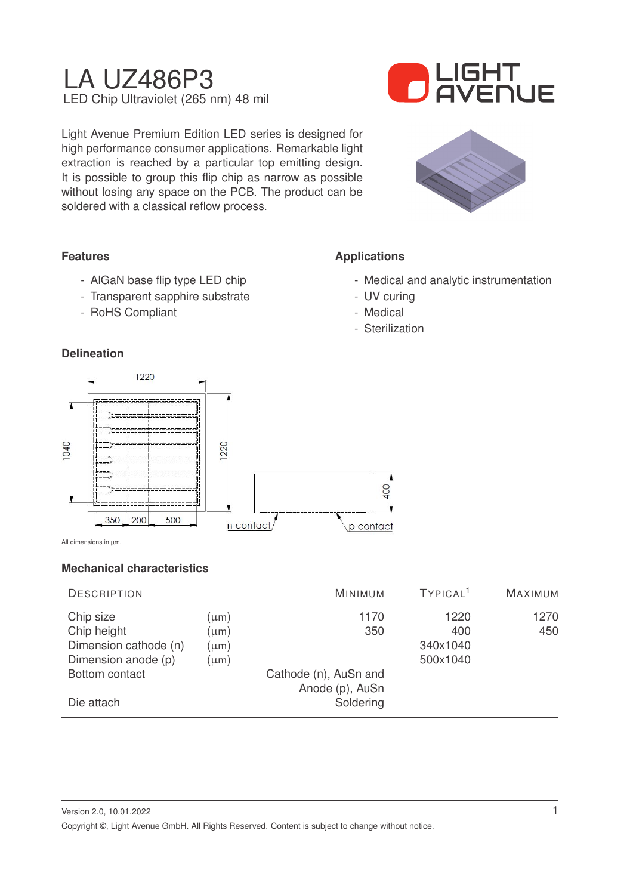# LA UZ486P3

LED Chip Ultraviolet (265 nm) 48 mil

Light Avenue Premium Edition LED series is designed for high performance consumer applications. Remarkable light extraction is reached by a particular top emitting design. It is possible to group this flip chip as narrow as possible without losing any space on the PCB. The product can be soldered with a classical reflow process.

### Features

- AlGaN base flip type LED chip
- Transparent sapphire substrate
- RoHS Compliant

### Applications

- Medical and analytic instrumentation
- UV curing
- Medical
- Sterilization

### Delineation

All dimensions in µm.

### Mechanical characteristics

| DESCRIPTION | | MINIMUM | TYPICAL[1] | MAXIMUM |
|---|---|---|---|---|
| Chip size | (µm) | 1170 | 1220 | 1270 |
| Chip height | (µm) | 350 | 400 | 450 |
| Dimension cathode (n) | (µm) | | 340x1040 | |
| Dimension anode (p) | (µm) | | 500x1040 | |
| Bottom contact | | Cathode (n), AuSn and Anode (p), AuSn | | |
| Die attach | | Soldering | | |

Version 2.0, 10.01.2022

Copyright ©, Light Avenue GmbH. All Rights Reserved. Content is subject to change without notice.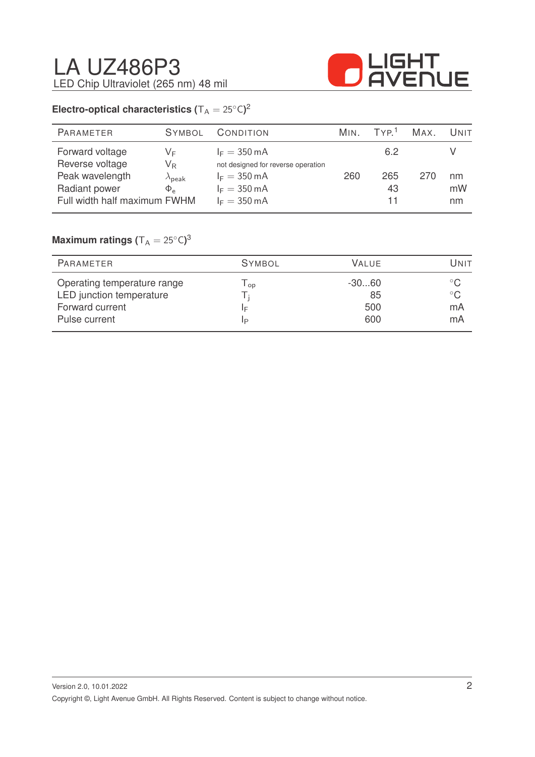## Electro-optical characteristics ($T_A = 25°C$)[2]

| Parameter | Symbol | Condition | Min. | Typ.[1] | Max. | Unit |
|---|---|---|---|---|---|---|
| Forward voltage | $V_F$ | $I_F = 350\,mA$ | | 6.2 | | V |
| Reverse voltage | $V_R$ | not designed for reverse operation | | | | |
| Peak wavelength | $\lambda_{peak}$ | $I_F = 350\,mA$ | 260 | 265 | 270 | nm |
| Radiant power | $\Phi_e$ | $I_F = 350\,mA$ | | 43 | | mW |
| Full width half maximum | FWHM | $I_F = 350\,mA$ | | 11 | | nm |

## Maximum ratings ($T_A = 25°C$)[3]

| Parameter | Symbol | Value | Unit |
|---|---|---|---|
| Operating temperature range | $T_{op}$ | -30...60 | °C |
| LED junction temperature | $T_j$ | 85 | °C |
| Forward current | $I_F$ | 500 | mA |
| Pulse current | $I_P$ | 600 | mA |

Version 2.0, 10.01.2022

Copyright ©, Light Avenue GmbH. All Rights Reserved. Content is subject to change without notice.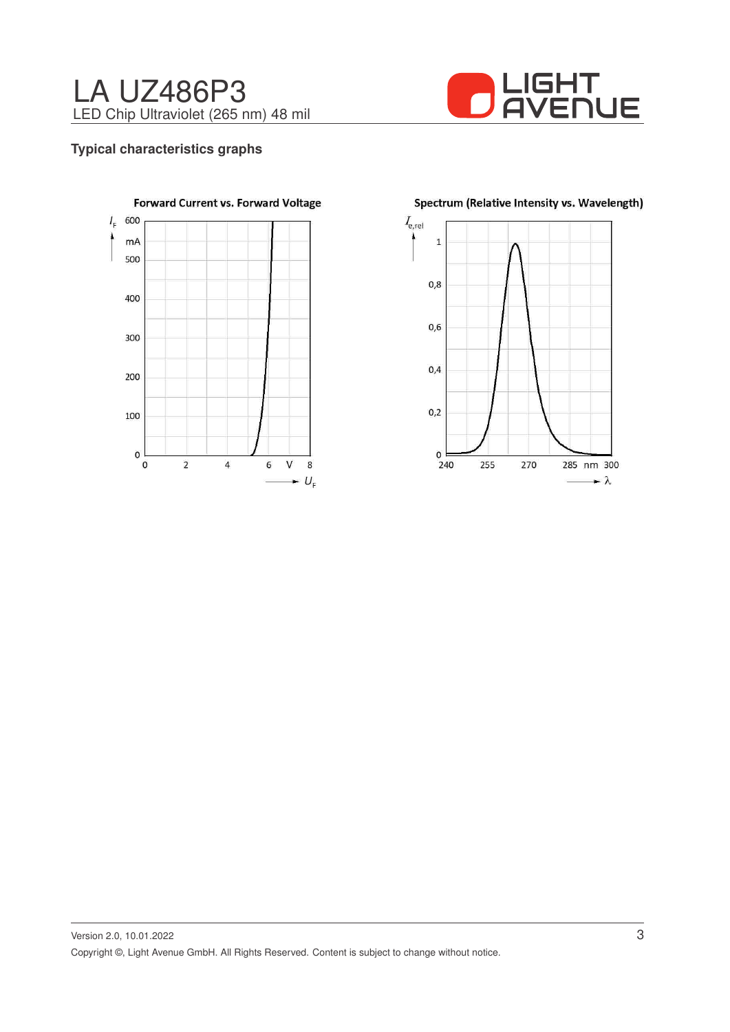## Typical characteristics graphs

**Forward Current vs. Forward Voltage**

$I_F$ (mA): 0, 100, 200, 300, 400, 500, 600

$U_F$ (V): 0, 2, 4, 6, 8

**Spectrum (Relative Intensity vs. Wavelength)**

$I_{e,rel}$: 0, 0,2, 0,4, 0,6, 0,8, 1

$\lambda$ (nm): 240, 255, 270, 285, 300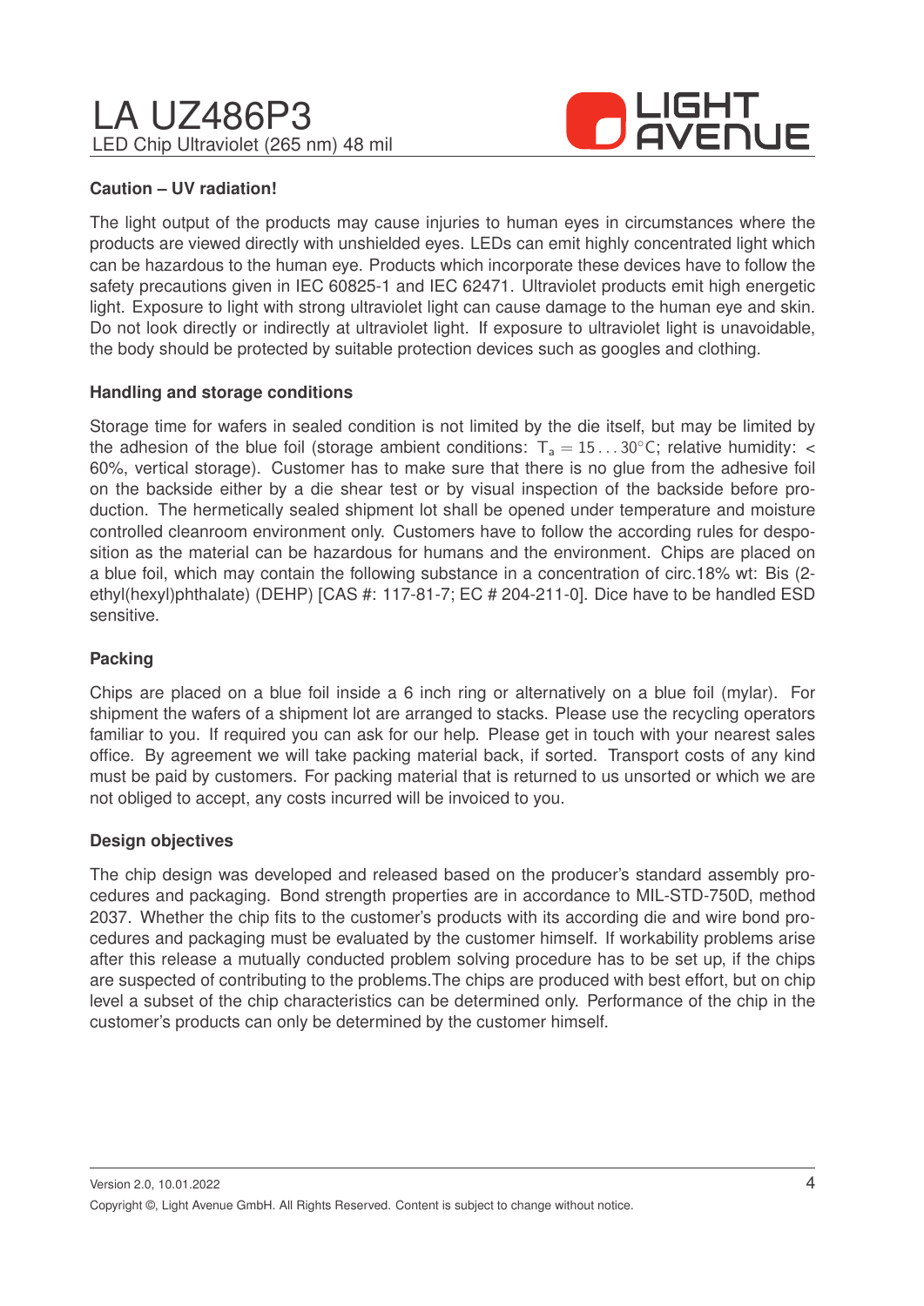## Caution – UV radiation!

The light output of the products may cause injuries to human eyes in circumstances where the products are viewed directly with unshielded eyes. LEDs can emit highly concentrated light which can be hazardous to the human eye. Products which incorporate these devices have to follow the safety precautions given in IEC 60825-1 and IEC 62471. Ultraviolet products emit high energetic light. Exposure to light with strong ultraviolet light can cause damage to the human eye and skin. Do not look directly or indirectly at ultraviolet light. If exposure to ultraviolet light is unavoidable, the body should be protected by suitable protection devices such as googles and clothing.

## Handling and storage conditions

Storage time for wafers in sealed condition is not limited by the die itself, but may be limited by the adhesion of the blue foil (storage ambient conditions: $T_a = 15 \ldots 30°C$; relative humidity: < 60%, vertical storage). Customer has to make sure that there is no glue from the adhesive foil on the backside either by a die shear test or by visual inspection of the backside before production. The hermetically sealed shipment lot shall be opened under temperature and moisture controlled cleanroom environment only. Customers have to follow the according rules for desposition as the material can be hazardous for humans and the environment. Chips are placed on a blue foil, which may contain the following substance in a concentration of circ.18% wt: Bis (2-ethyl(hexyl)phthalate) (DEHP) [CAS #: 117-81-7; EC # 204-211-0]. Dice have to be handled ESD sensitive.

## Packing

Chips are placed on a blue foil inside a 6 inch ring or alternatively on a blue foil (mylar). For shipment the wafers of a shipment lot are arranged to stacks. Please use the recycling operators familiar to you. If required you can ask for our help. Please get in touch with your nearest sales office. By agreement we will take packing material back, if sorted. Transport costs of any kind must be paid by customers. For packing material that is returned to us unsorted or which we are not obliged to accept, any costs incurred will be invoiced to you.

## Design objectives

The chip design was developed and released based on the producer's standard assembly procedures and packaging. Bond strength properties are in accordance to MIL-STD-750D, method 2037. Whether the chip fits to the customer's products with its according die and wire bond procedures and packaging must be evaluated by the customer himself. If workability problems arise after this release a mutually conducted problem solving procedure has to be set up, if the chips are suspected of contributing to the problems.The chips are produced with best effort, but on chip level a subset of the chip characteristics can be determined only. Performance of the chip in the customer's products can only be determined by the customer himself.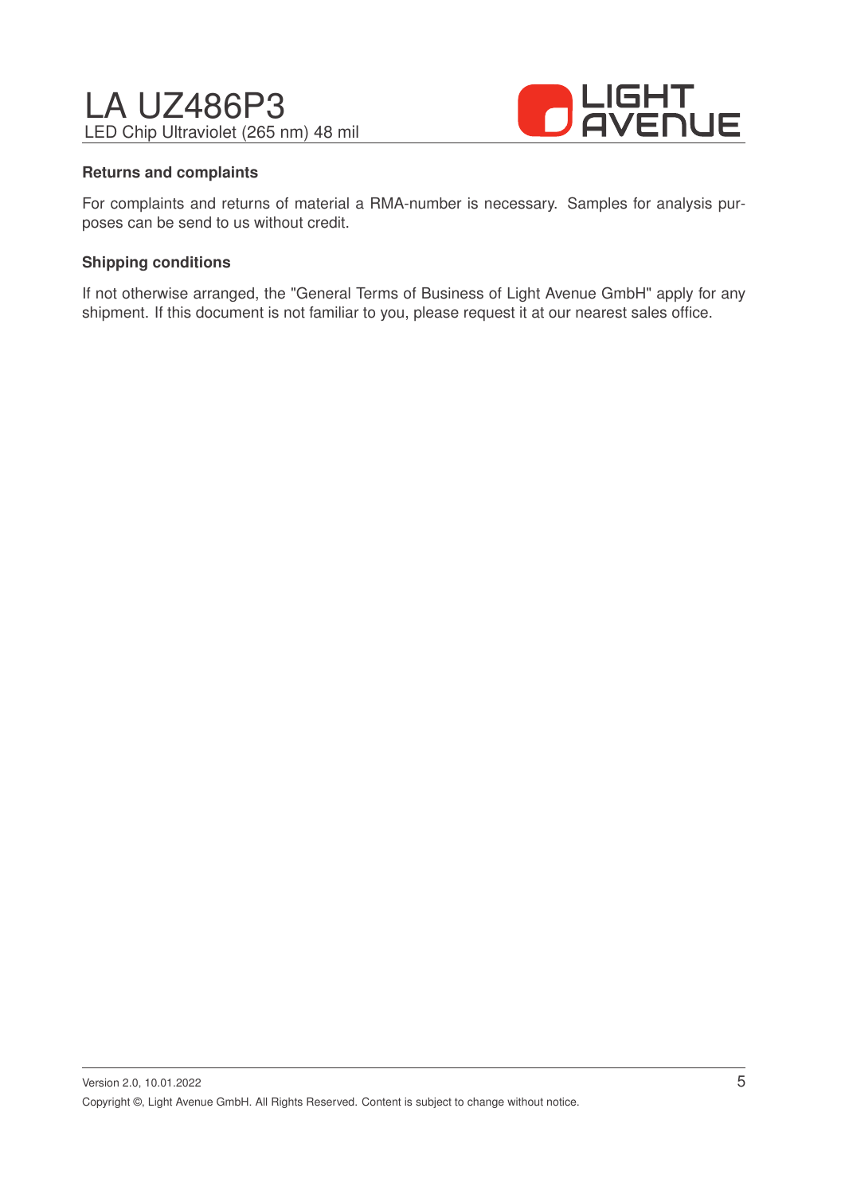**Returns and complaints**

For complaints and returns of material a RMA-number is necessary. Samples for analysis purposes can be send to us without credit.

**Shipping conditions**

If not otherwise arranged, the "General Terms of Business of Light Avenue GmbH" apply for any shipment. If this document is not familiar to you, please request it at our nearest sales office.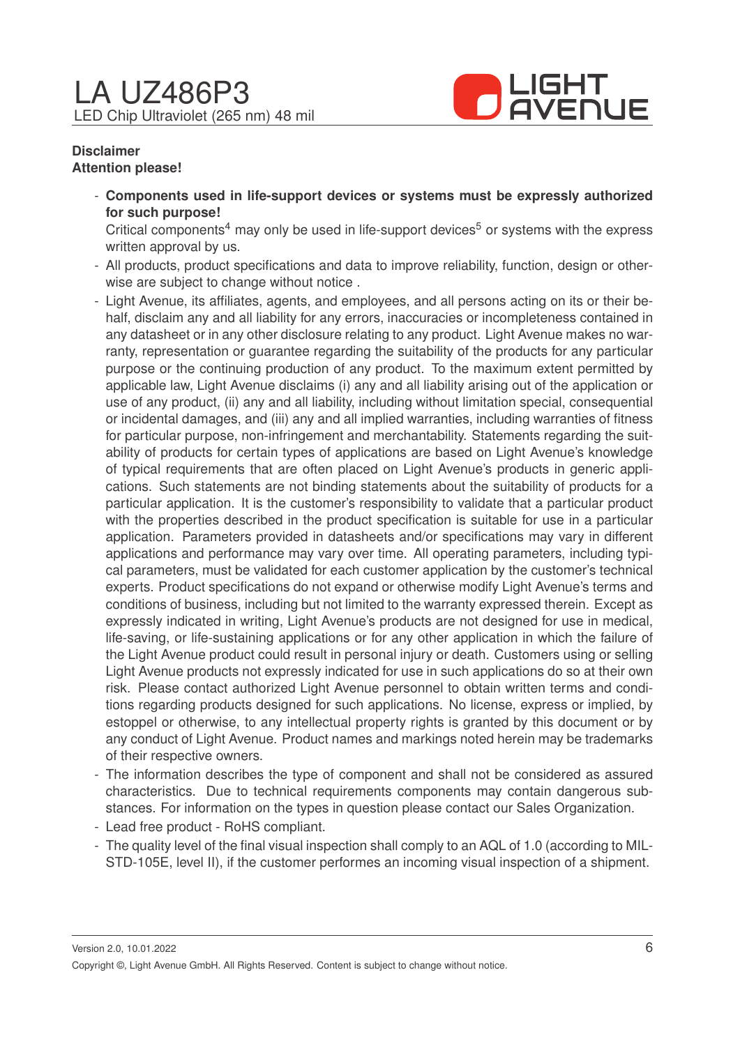**Disclaimer**

**Attention please!**

- **Components used in life-support devices or systems must be expressly authorized for such purpose!**
  Critical components[4] may only be used in life-support devices[5] or systems with the express written approval by us.
- All products, product specifications and data to improve reliability, function, design or otherwise are subject to change without notice .
- Light Avenue, its affiliates, agents, and employees, and all persons acting on its or their behalf, disclaim any and all liability for any errors, inaccuracies or incompleteness contained in any datasheet or in any other disclosure relating to any product. Light Avenue makes no warranty, representation or guarantee regarding the suitability of the products for any particular purpose or the continuing production of any product. To the maximum extent permitted by applicable law, Light Avenue disclaims (i) any and all liability arising out of the application or use of any product, (ii) any and all liability, including without limitation special, consequential or incidental damages, and (iii) any and all implied warranties, including warranties of fitness for particular purpose, non-infringement and merchantability. Statements regarding the suitability of products for certain types of applications are based on Light Avenue's knowledge of typical requirements that are often placed on Light Avenue's products in generic applications. Such statements are not binding statements about the suitability of products for a particular application. It is the customer's responsibility to validate that a particular product with the properties described in the product specification is suitable for use in a particular application. Parameters provided in datasheets and/or specifications may vary in different applications and performance may vary over time. All operating parameters, including typical parameters, must be validated for each customer application by the customer's technical experts. Product specifications do not expand or otherwise modify Light Avenue's terms and conditions of business, including but not limited to the warranty expressed therein. Except as expressly indicated in writing, Light Avenue's products are not designed for use in medical, life-saving, or life-sustaining applications or for any other application in which the failure of the Light Avenue product could result in personal injury or death. Customers using or selling Light Avenue products not expressly indicated for use in such applications do so at their own risk. Please contact authorized Light Avenue personnel to obtain written terms and conditions regarding products designed for such applications. No license, express or implied, by estoppel or otherwise, to any intellectual property rights is granted by this document or by any conduct of Light Avenue. Product names and markings noted herein may be trademarks of their respective owners.
- The information describes the type of component and shall not be considered as assured characteristics. Due to technical requirements components may contain dangerous substances. For information on the types in question please contact our Sales Organization.
- Lead free product - RoHS compliant.
- The quality level of the final visual inspection shall comply to an AQL of 1.0 (according to MIL-STD-105E, level II), if the customer performes an incoming visual inspection of a shipment.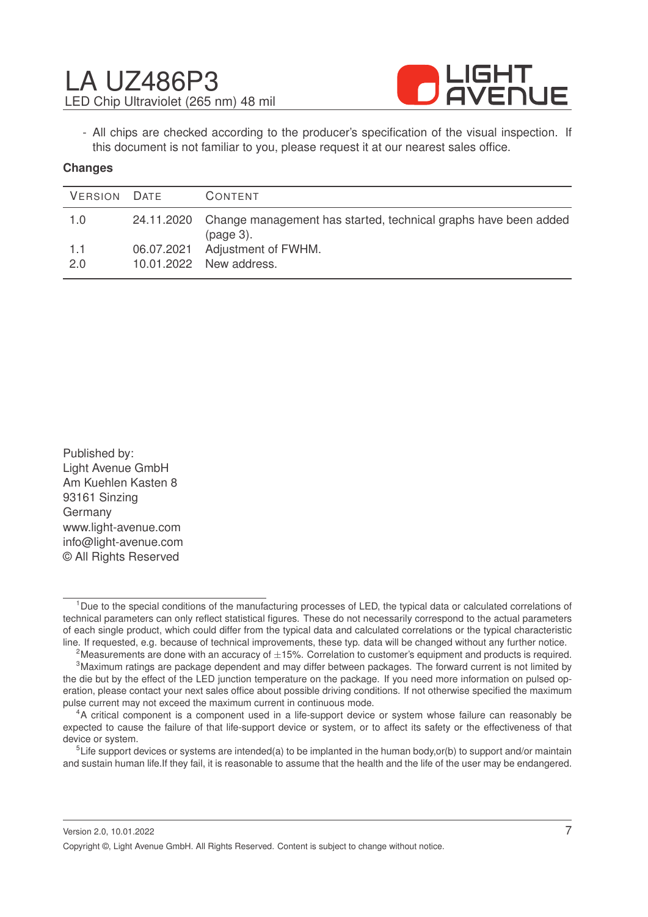- All chips are checked according to the producer's specification of the visual inspection. If this document is not familiar to you, please request it at our nearest sales office.

**Changes**

| VERSION | DATE | CONTENT |
|---|---|---|
| 1.0 | 24.11.2020 | Change management has started, technical graphs have been added (page 3). |
| 1.1 | 06.07.2021 | Adjustment of FWHM. |
| 2.0 | 10.01.2022 | New address. |

Published by:
Light Avenue GmbH
Am Kuehlen Kasten 8
93161 Sinzing
Germany
www.light-avenue.com
info@light-avenue.com
© All Rights Reserved

[1] Due to the special conditions of the manufacturing processes of LED, the typical data or calculated correlations of technical parameters can only reflect statistical figures. These do not necessarily correspond to the actual parameters of each single product, which could differ from the typical data and calculated correlations or the typical characteristic line. If requested, e.g. because of technical improvements, these typ. data will be changed without any further notice.

[2] Measurements are done with an accuracy of $\pm$15%. Correlation to customer's equipment and products is required.

[3] Maximum ratings are package dependent and may differ between packages. The forward current is not limited by the die but by the effect of the LED junction temperature on the package. If you need more information on pulsed operation, please contact your next sales office about possible driving conditions. If not otherwise specified the maximum pulse current may not exceed the maximum current in continuous mode.

[4] A critical component is a component used in a life-support device or system whose failure can reasonably be expected to cause the failure of that life-support device or system, or to affect its safety or the effectiveness of that device or system.

[5] Life support devices or systems are intended(a) to be implanted in the human body,or(b) to support and/or maintain and sustain human life.If they fail, it is reasonable to assume that the health and the life of the user may be endangered.